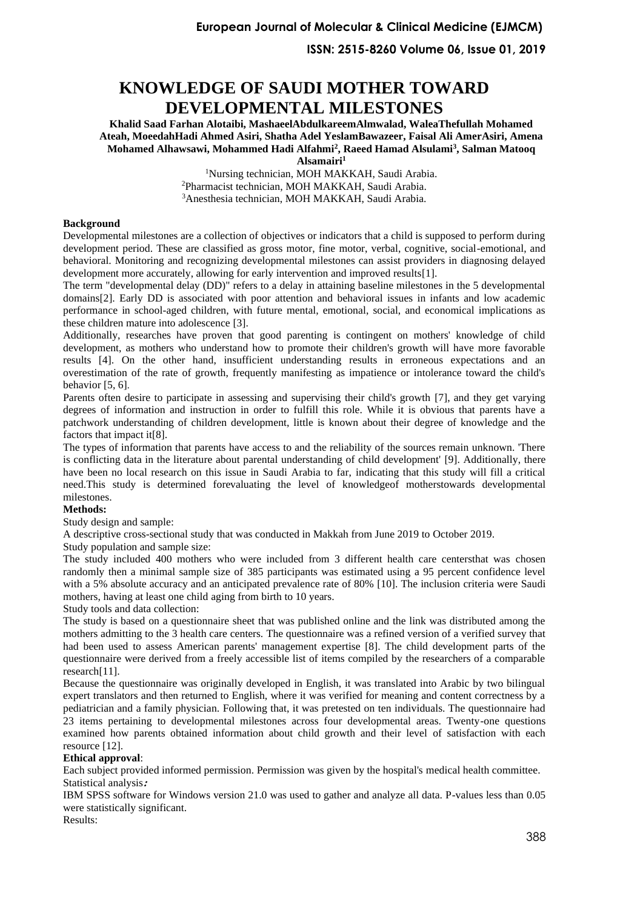# KNOWLEDGE OF SAUDI MOTHER TOWARD DEVELOPMENTAL MILESTONES

**Khalid Saad Farhan Alotaibi, MashaeelAbdulkareemAlmwalad, WaleaThefullah Mohamed Ateah, MoeedahHadi Ahmed Asiri, Shatha Adel YeslamBawazeer, Faisal Ali AmerAsiri, Amena Mohamed Alhawsawi, Mohammed Hadi Alfahmi[2], Raeed Hamad Alsulami[3], Salman Matooq Alsamairi[1]**

[1]Nursing technician, MOH MAKKAH, Saudi Arabia.
[2]Pharmacist technician, MOH MAKKAH, Saudi Arabia.
[3]Anesthesia technician, MOH MAKKAH, Saudi Arabia.

**Background**

Developmental milestones are a collection of objectives or indicators that a child is supposed to perform during development period. These are classified as gross motor, fine motor, verbal, cognitive, social-emotional, and behavioral. Monitoring and recognizing developmental milestones can assist providers in diagnosing delayed development more accurately, allowing for early intervention and improved results[1].

The term "developmental delay (DD)" refers to a delay in attaining baseline milestones in the 5 developmental domains[2]. Early DD is associated with poor attention and behavioral issues in infants and low academic performance in school-aged children, with future mental, emotional, social, and economical implications as these children mature into adolescence [3].

Additionally, researches have proven that good parenting is contingent on mothers' knowledge of child development, as mothers who understand how to promote their children's growth will have more favorable results [4]. On the other hand, insufficient understanding results in erroneous expectations and an overestimation of the rate of growth, frequently manifesting as impatience or intolerance toward the child's behavior [5, 6].

Parents often desire to participate in assessing and supervising their child's growth [7], and they get varying degrees of information and instruction in order to fulfill this role. While it is obvious that parents have a patchwork understanding of children development, little is known about their degree of knowledge and the factors that impact it[8].

The types of information that parents have access to and the reliability of the sources remain unknown. 'There is conflicting data in the literature about parental understanding of child development' [9]. Additionally, there have been no local research on this issue in Saudi Arabia to far, indicating that this study will fill a critical need.This study is determined forevaluating the level of knowledgeof motherstowards developmental milestones.

**Methods:**

Study design and sample:

A descriptive cross-sectional study that was conducted in Makkah from June 2019 to October 2019.

Study population and sample size:

The study included 400 mothers who were included from 3 different health care centersthat was chosen randomly then a minimal sample size of 385 participants was estimated using a 95 percent confidence level with a 5% absolute accuracy and an anticipated prevalence rate of 80% [10]. The inclusion criteria were Saudi mothers, having at least one child aging from birth to 10 years.

Study tools and data collection:

The study is based on a questionnaire sheet that was published online and the link was distributed among the mothers admitting to the 3 health care centers. The questionnaire was a refined version of a verified survey that had been used to assess American parents' management expertise [8]. The child development parts of the questionnaire were derived from a freely accessible list of items compiled by the researchers of a comparable research[11].

Because the questionnaire was originally developed in English, it was translated into Arabic by two bilingual expert translators and then returned to English, where it was verified for meaning and content correctness by a pediatrician and a family physician. Following that, it was pretested on ten individuals. The questionnaire had 23 items pertaining to developmental milestones across four developmental areas. Twenty-one questions examined how parents obtained information about child growth and their level of satisfaction with each resource [12].

**Ethical approval**:

Each subject provided informed permission. Permission was given by the hospital's medical health committee.

Statistical analysis**:**

IBM SPSS software for Windows version 21.0 was used to gather and analyze all data. P-values less than 0.05 were statistically significant.

Results: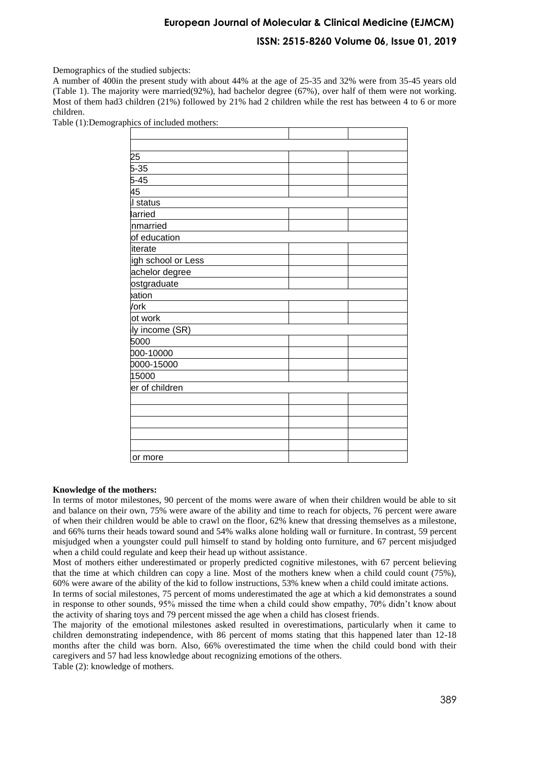Demographics of the studied subjects:

A number of 400in the present study with about 44% at the age of 25-35 and 32% were from 35-45 years old (Table 1). The majority were married(92%), had bachelor degree (67%), over half of them were not working. Most of them had3 children (21%) followed by 21% had 2 children while the rest has between 4 to 6 or more children.

Table (1):Demographics of included mothers:

| | | |
|---|---|---|
| | | |
| 25 | | |
| 5-35 | | |
| 5-45 | | |
| 45 | | |
| l status | | |
| larried | | |
| nmarried | | |
| of education | | |
| iterate | | |
| igh school or Less | | |
| achelor degree | | |
| ostgraduate | | |
| pation | | |
| /ork | | |
| ot work | | |
| ly income (SR) | | |
| 5000 | | |
| 000-10000 | | |
| 0000-15000 | | |
| 15000 | | |
| er of children | | |
| | | |
| | | |
| | | |
| | | |
| | | |
| or more | | |

**Knowledge of the mothers:**

In terms of motor milestones, 90 percent of the moms were aware of when their children would be able to sit and balance on their own, 75% were aware of the ability and time to reach for objects, 76 percent were aware of when their children would be able to crawl on the floor, 62% knew that dressing themselves as a milestone, and 66% turns their heads toward sound and 54% walks alone holding wall or furniture. In contrast, 59 percent misjudged when a youngster could pull himself to stand by holding onto furniture, and 67 percent misjudged when a child could regulate and keep their head up without assistance.

Most of mothers either underestimated or properly predicted cognitive milestones, with 67 percent believing that the time at which children can copy a line. Most of the mothers knew when a child could count (75%), 60% were aware of the ability of the kid to follow instructions, 53% knew when a child could imitate actions.

In terms of social milestones, 75 percent of moms underestimated the age at which a kid demonstrates a sound in response to other sounds, 95% missed the time when a child could show empathy, 70% didn't know about the activity of sharing toys and 79 percent missed the age when a child has closest friends.

The majority of the emotional milestones asked resulted in overestimations, particularly when it came to children demonstrating independence, with 86 percent of moms stating that this happened later than 12-18 months after the child was born. Also, 66% overestimated the time when the child could bond with their caregivers and 57 had less knowledge about recognizing emotions of the others.

Table (2): knowledge of mothers.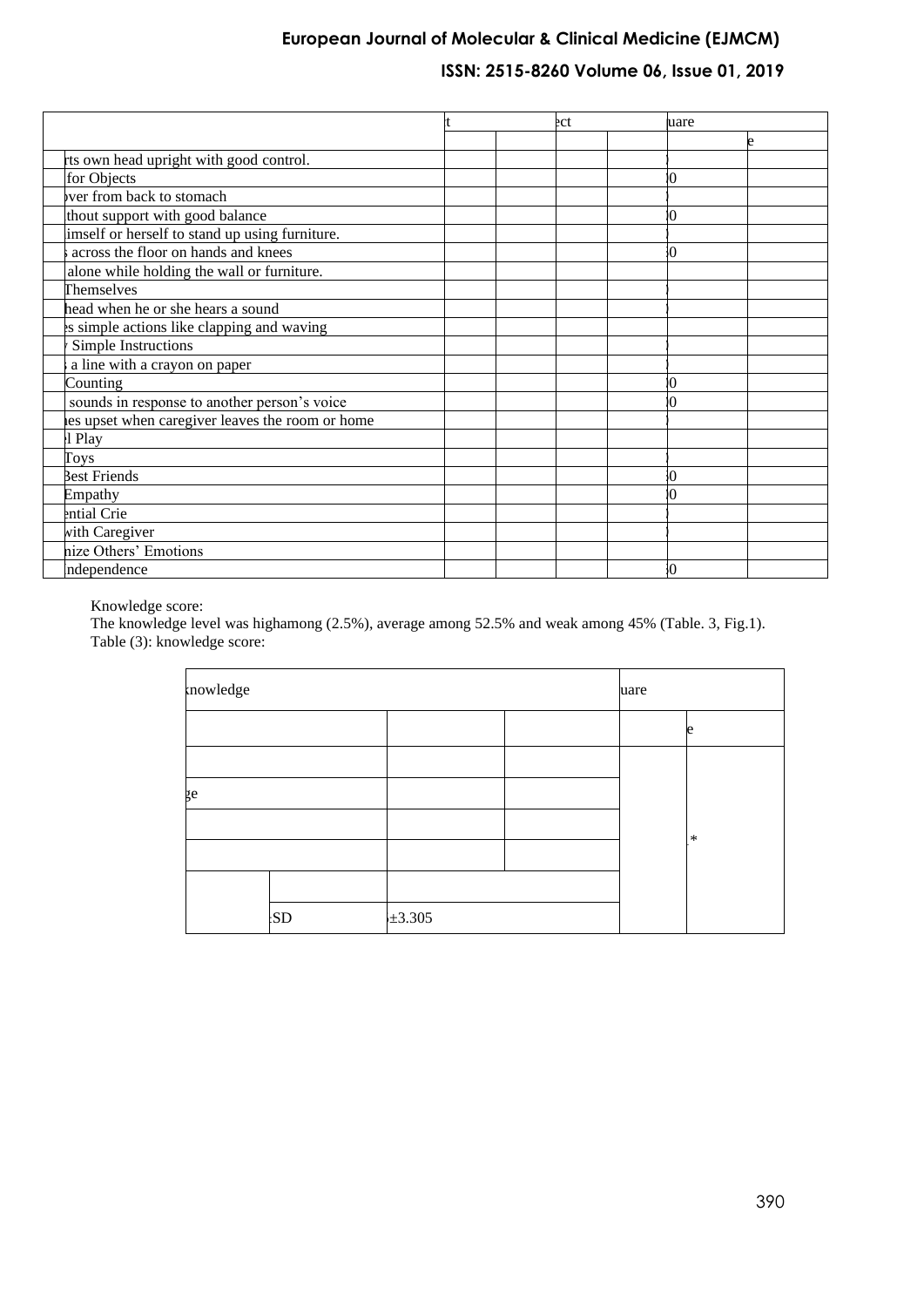|  | t |  | ect |  | uare |  |
|---|---|---|---|---|---|---|
|  |  |  |  |  |  | e |
| rts own head upright with good control. |  |  |  |  |  |  |
| for Objects |  |  |  |  | 0 |  |
| over from back to stomach |  |  |  |  |  |  |
| thout support with good balance |  |  |  |  | 0 |  |
| imself or herself to stand up using furniture. |  |  |  |  |  |  |
| across the floor on hands and knees |  |  |  |  | 0 |  |
| alone while holding the wall or furniture. |  |  |  |  |  |  |
| Themselves |  |  |  |  |  |  |
| head when he or she hears a sound |  |  |  |  |  |  |
| es simple actions like clapping and waving |  |  |  |  |  |  |
| Simple Instructions |  |  |  |  |  |  |
| a line with a crayon on paper |  |  |  |  |  |  |
| Counting |  |  |  |  | 0 |  |
| sounds in response to another person's voice |  |  |  |  | 0 |  |
| es upset when caregiver leaves the room or home |  |  |  |  |  |  |
| l Play |  |  |  |  |  |  |
| Toys |  |  |  |  |  |  |
| Best Friends |  |  |  |  | 0 |  |
| Empathy |  |  |  |  | 0 |  |
| ential Crie |  |  |  |  |  |  |
| with Caregiver |  |  |  |  |  |  |
| nize Others' Emotions |  |  |  |  |  |  |
| ndependence |  |  |  |  | 0 |  |

Knowledge score:

The knowledge level was highamong (2.5%), average among 52.5% and weak among 45% (Table. 3, Fig.1).

Table (3): knowledge score:

| nowledge |  |  |  | uare |  |
|---|---|---|---|---|---|
|  |  |  |  |  | e |
|  |  |  |  |  |  |
| ge |  |  |  |  |  |
|  |  |  |  |  | * |
|  |  |  |  |  |  |
|  |  |  |  |  |  |
|  | SD | ±3.305 |  |  |  |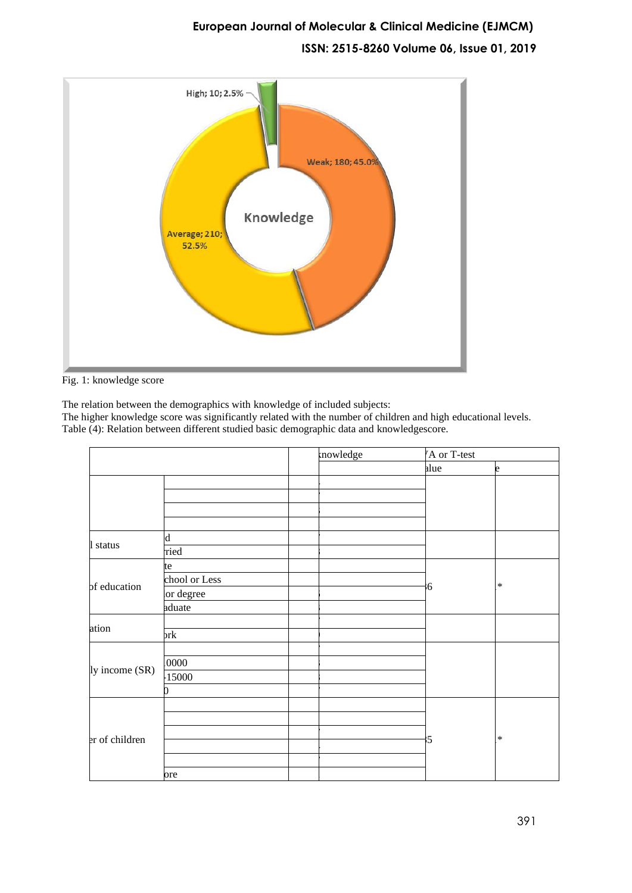High; 10; 2.5%

Weak; 180; 45.0%

Knowledge

Average; 210; 52.5%

Fig. 1: knowledge score

The relation between the demographics with knowledge of included subjects:

The higher knowledge score was significantly related with the number of children and high educational levels.

Table (4): Relation between different studied basic demographic data and knowledgescore.

| | | | nowledge | 'A or T-test | |
|---|---|---|---|---|---|
| | | | | alue | e |
| | | | | | |
| | | | | | |
| | | | | | |
| | | | | | |
| l status | d | | | | |
| | ried | | | | |
| of education | te | | | 6 | * |
| | chool or Less | | | | |
| | or degree | | | | |
| | aduate | | | | |
| ation | | | | | |
| | rk | | | | |
| ly income (SR) | | | | | |
| | 0000 | | | | |
| | -15000 | | | | |
| | 0 | | | | |
| er of children | | | | 5 | * |
| | | | | | |
| | | | | | |
| | | | | | |
| | | | | | |
| | ore | | | | |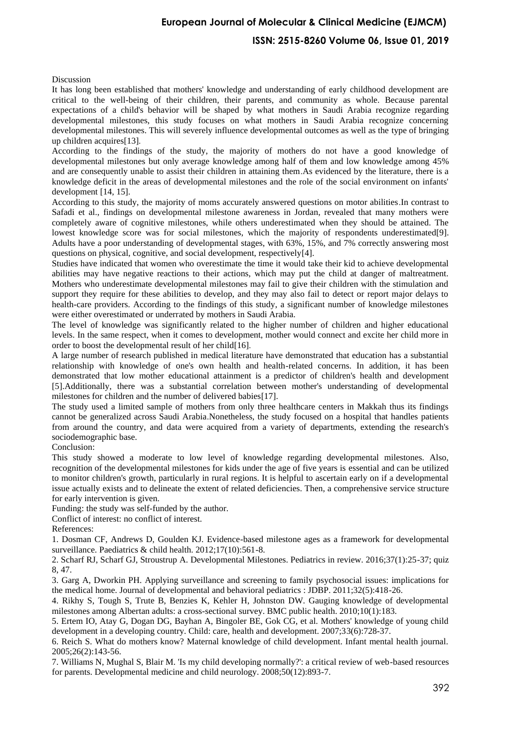## Discussion

It has long been established that mothers' knowledge and understanding of early childhood development are critical to the well-being of their children, their parents, and community as whole. Because parental expectations of a child's behavior will be shaped by what mothers in Saudi Arabia recognize regarding developmental milestones, this study focuses on what mothers in Saudi Arabia recognize concerning developmental milestones. This will severely influence developmental outcomes as well as the type of bringing up children acquires[13].

According to the findings of the study, the majority of mothers do not have a good knowledge of developmental milestones but only average knowledge among half of them and low knowledge among 45% and are consequently unable to assist their children in attaining them.As evidenced by the literature, there is a knowledge deficit in the areas of developmental milestones and the role of the social environment on infants' development [14, 15].

According to this study, the majority of moms accurately answered questions on motor abilities.In contrast to Safadi et al., findings on developmental milestone awareness in Jordan, revealed that many mothers were completely aware of cognitive milestones, while others underestimated when they should be attained. The lowest knowledge score was for social milestones, which the majority of respondents underestimated[9]. Adults have a poor understanding of developmental stages, with 63%, 15%, and 7% correctly answering most questions on physical, cognitive, and social development, respectively[4].

Studies have indicated that women who overestimate the time it would take their kid to achieve developmental abilities may have negative reactions to their actions, which may put the child at danger of maltreatment. Mothers who underestimate developmental milestones may fail to give their children with the stimulation and support they require for these abilities to develop, and they may also fail to detect or report major delays to health-care providers. According to the findings of this study, a significant number of knowledge milestones were either overestimated or underrated by mothers in Saudi Arabia.

The level of knowledge was significantly related to the higher number of children and higher educational levels. In the same respect, when it comes to development, mother would connect and excite her child more in order to boost the developmental result of her child[16].

A large number of research published in medical literature have demonstrated that education has a substantial relationship with knowledge of one's own health and health-related concerns. In addition, it has been demonstrated that low mother educational attainment is a predictor of children's health and development [5].Additionally, there was a substantial correlation between mother's understanding of developmental milestones for children and the number of delivered babies[17].

The study used a limited sample of mothers from only three healthcare centers in Makkah thus its findings cannot be generalized across Saudi Arabia.Nonetheless, the study focused on a hospital that handles patients from around the country, and data were acquired from a variety of departments, extending the research's sociodemographic base.

## Conclusion:

This study showed a moderate to low level of knowledge regarding developmental milestones. Also, recognition of the developmental milestones for kids under the age of five years is essential and can be utilized to monitor children's growth, particularly in rural regions. It is helpful to ascertain early on if a developmental issue actually exists and to delineate the extent of related deficiencies. Then, a comprehensive service structure for early intervention is given.

Funding: the study was self-funded by the author.

Conflict of interest: no conflict of interest.

## References:

1. Dosman CF, Andrews D, Goulden KJ. Evidence-based milestone ages as a framework for developmental surveillance. Paediatrics & child health. 2012;17(10):561-8.
2. Scharf RJ, Scharf GJ, Stroustrup A. Developmental Milestones. Pediatrics in review. 2016;37(1):25-37; quiz 8, 47.
3. Garg A, Dworkin PH. Applying surveillance and screening to family psychosocial issues: implications for the medical home. Journal of developmental and behavioral pediatrics : JDBP. 2011;32(5):418-26.
4. Rikhy S, Tough S, Trute B, Benzies K, Kehler H, Johnston DW. Gauging knowledge of developmental milestones among Albertan adults: a cross-sectional survey. BMC public health. 2010;10(1):183.
5. Ertem IO, Atay G, Dogan DG, Bayhan A, Bingoler BE, Gok CG, et al. Mothers' knowledge of young child development in a developing country. Child: care, health and development. 2007;33(6):728-37.
6. Reich S. What do mothers know? Maternal knowledge of child development. Infant mental health journal. 2005;26(2):143-56.
7. Williams N, Mughal S, Blair M. 'Is my child developing normally?': a critical review of web-based resources for parents. Developmental medicine and child neurology. 2008;50(12):893-7.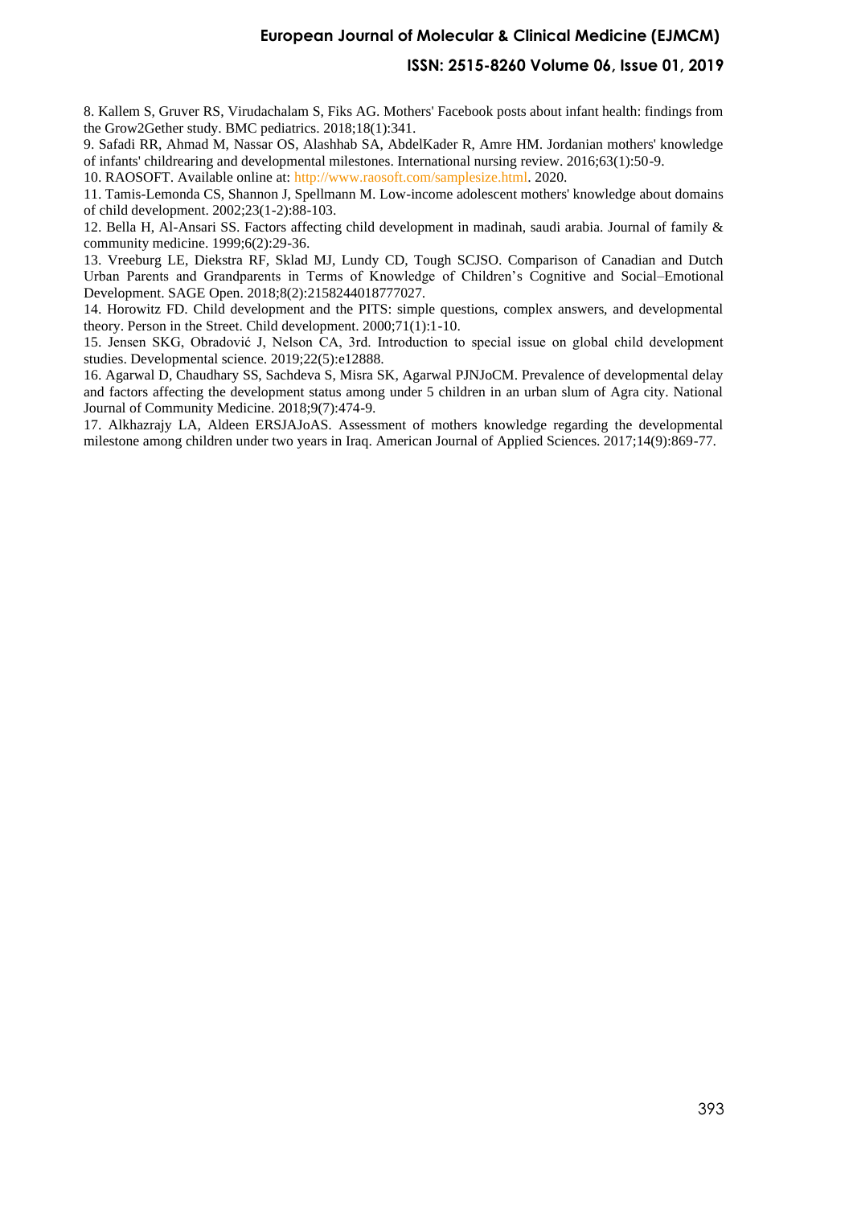8. Kallem S, Gruver RS, Virudachalam S, Fiks AG. Mothers' Facebook posts about infant health: findings from the Grow2Gether study. BMC pediatrics. 2018;18(1):341.

9. Safadi RR, Ahmad M, Nassar OS, Alashhab SA, AbdelKader R, Amre HM. Jordanian mothers' knowledge of infants' childrearing and developmental milestones. International nursing review. 2016;63(1):50-9.

10. RAOSOFT. Available online at: http://www.raosoft.com/samplesize.html. 2020.

11. Tamis-Lemonda CS, Shannon J, Spellmann M. Low-income adolescent mothers' knowledge about domains of child development. 2002;23(1-2):88-103.

12. Bella H, Al-Ansari SS. Factors affecting child development in madinah, saudi arabia. Journal of family & community medicine. 1999;6(2):29-36.

13. Vreeburg LE, Diekstra RF, Sklad MJ, Lundy CD, Tough SCJSO. Comparison of Canadian and Dutch Urban Parents and Grandparents in Terms of Knowledge of Children's Cognitive and Social–Emotional Development. SAGE Open. 2018;8(2):2158244018777027.

14. Horowitz FD. Child development and the PITS: simple questions, complex answers, and developmental theory. Person in the Street. Child development. 2000;71(1):1-10.

15. Jensen SKG, Obradović J, Nelson CA, 3rd. Introduction to special issue on global child development studies. Developmental science. 2019;22(5):e12888.

16. Agarwal D, Chaudhary SS, Sachdeva S, Misra SK, Agarwal PJNJoCM. Prevalence of developmental delay and factors affecting the development status among under 5 children in an urban slum of Agra city. National Journal of Community Medicine. 2018;9(7):474-9.

17. Alkhazrajy LA, Aldeen ERSJAJoAS. Assessment of mothers knowledge regarding the developmental milestone among children under two years in Iraq. American Journal of Applied Sciences. 2017;14(9):869-77.